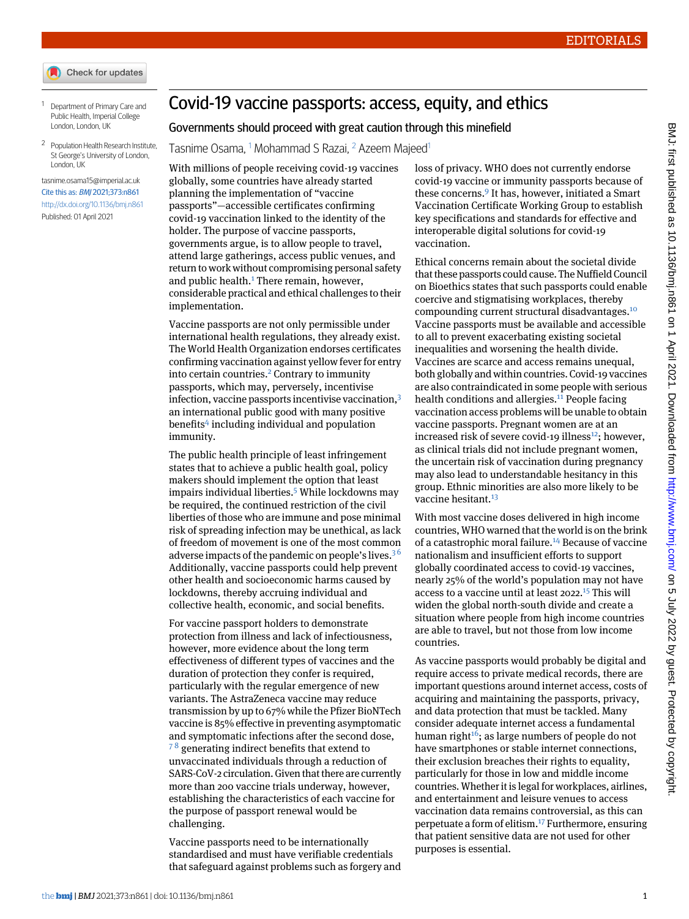EDITORIALS

# Covid-19 vaccine passports: access, equity, and ethics

## Governments should proceed with great caution through this minefield

Tasnime Osama,[1] Mohammad S Razai,[2] Azeem Majeed[1]

[1] Department of Primary Care and Public Health, Imperial College London, London, UK

[2] Population Health Research Institute, St George's University of London, London, UK

tasnime.osama15@imperial.ac.uk

Cite this as: *BMJ* 2021;373:n861

http://dx.doi.org/10.1136/bmj.n861

Published: 01 April 2021

With millions of people receiving covid-19 vaccines globally, some countries have already started planning the implementation of "vaccine passports"—accessible certificates confirming covid-19 vaccination linked to the identity of the holder. The purpose of vaccine passports, governments argue, is to allow people to travel, attend large gatherings, access public venues, and return to work without compromising personal safety and public health.[1] There remain, however, considerable practical and ethical challenges to their implementation.

Vaccine passports are not only permissible under international health regulations, they already exist. The World Health Organization endorses certificates confirming vaccination against yellow fever for entry into certain countries.[2] Contrary to immunity passports, which may, perversely, incentivise infection, vaccine passports incentivise vaccination,[3] an international public good with many positive benefits[4] including individual and population immunity.

The public health principle of least infringement states that to achieve a public health goal, policy makers should implement the option that least impairs individual liberties.[5] While lockdowns may be required, the continued restriction of the civil liberties of those who are immune and pose minimal risk of spreading infection may be unethical, as lack of freedom of movement is one of the most common adverse impacts of the pandemic on people's lives.[3,6] Additionally, vaccine passports could help prevent other health and socioeconomic harms caused by lockdowns, thereby accruing individual and collective health, economic, and social benefits.

For vaccine passport holders to demonstrate protection from illness and lack of infectiousness, however, more evidence about the long term effectiveness of different types of vaccines and the duration of protection they confer is required, particularly with the regular emergence of new variants. The AstraZeneca vaccine may reduce transmission by up to 67% while the Pfizer BioNTech vaccine is 85% effective in preventing asymptomatic and symptomatic infections after the second dose,[7,8] generating indirect benefits that extend to unvaccinated individuals through a reduction of SARS-CoV-2 circulation. Given that there are currently more than 200 vaccine trials underway, however, establishing the characteristics of each vaccine for the purpose of passport renewal would be challenging.

Vaccine passports need to be internationally standardised and must have verifiable credentials that safeguard against problems such as forgery and loss of privacy. WHO does not currently endorse covid-19 vaccine or immunity passports because of these concerns.[9] It has, however, initiated a Smart Vaccination Certificate Working Group to establish key specifications and standards for effective and interoperable digital solutions for covid-19 vaccination.

Ethical concerns remain about the societal divide that these passports could cause. The Nuffield Council on Bioethics states that such passports could enable coercive and stigmatising workplaces, thereby compounding current structural disadvantages.[10] Vaccine passports must be available and accessible to all to prevent exacerbating existing societal inequalities and worsening the health divide. Vaccines are scarce and access remains unequal, both globally and within countries. Covid-19 vaccines are also contraindicated in some people with serious health conditions and allergies.[11] People facing vaccination access problems will be unable to obtain vaccine passports. Pregnant women are at an increased risk of severe covid-19 illness[12]; however, as clinical trials did not include pregnant women, the uncertain risk of vaccination during pregnancy may also lead to understandable hesitancy in this group. Ethnic minorities are also more likely to be vaccine hesitant.[13]

With most vaccine doses delivered in high income countries, WHO warned that the world is on the brink of a catastrophic moral failure.[14] Because of vaccine nationalism and insufficient efforts to support globally coordinated access to covid-19 vaccines, nearly 25% of the world's population may not have access to a vaccine until at least 2022.[15] This will widen the global north-south divide and create a situation where people from high income countries are able to travel, but not those from low income countries.

As vaccine passports would probably be digital and require access to private medical records, there are important questions around internet access, costs of acquiring and maintaining the passports, privacy, and data protection that must be tackled. Many consider adequate internet access a fundamental human right[16]; as large numbers of people do not have smartphones or stable internet connections, their exclusion breaches their rights to equality, particularly for those in low and middle income countries. Whether it is legal for workplaces, airlines, and entertainment and leisure venues to access vaccination data remains controversial, as this can perpetuate a form of elitism.[17] Furthermore, ensuring that patient sensitive data are not used for other purposes is essential.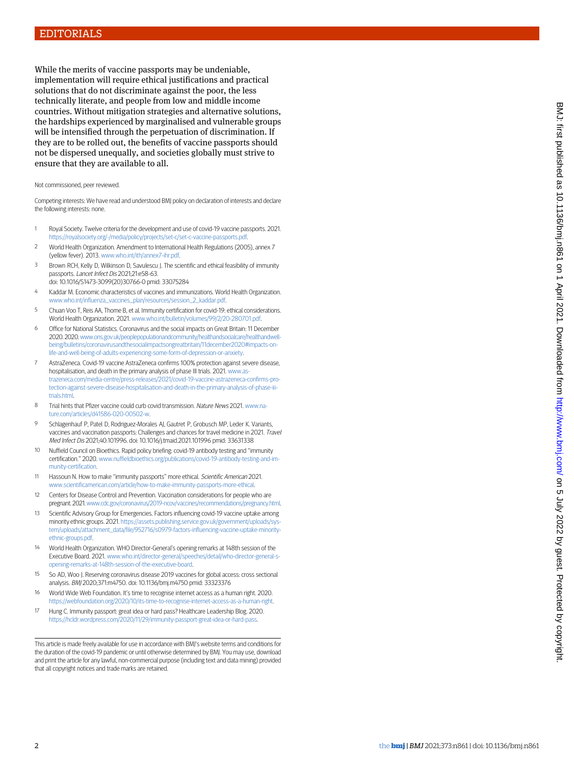While the merits of vaccine passports may be undeniable, implementation will require ethical justifications and practical solutions that do not discriminate against the poor, the less technically literate, and people from low and middle income countries. Without mitigation strategies and alternative solutions, the hardships experienced by marginalised and vulnerable groups will be intensified through the perpetuation of discrimination. If they are to be rolled out, the benefits of vaccine passports should not be dispersed unequally, and societies globally must strive to ensure that they are available to all.

Not commissioned, peer reviewed.

Competing interests: We have read and understood BMJ policy on declaration of interests and declare the following interests: none.

1. Royal Society. Twelve criteria for the development and use of covid-19 vaccine passports. 2021. https://royalsociety.org/-/media/policy/projects/set-c/set-c-vaccine-passports.pdf.
2. World Health Organization. Amendment to International Health Regulations (2005), annex 7 (yellow fever). 2013. www.who.int/ith/annex7-ihr.pdf.
3. Brown RCH, Kelly D, Wilkinson D, Savulescu J. The scientific and ethical feasibility of immunity passports. *Lancet Infect Dis* 2021;21:e58-63. doi: 10.1016/S1473-3099(20)30766-0 pmid: 33075284
4. Kaddar M. Economic characteristics of vaccines and immunizations. World Health Organization. www.who.int/influenza_vaccines_plan/resources/session_2_kaddar.pdf.
5. Chuan Voo T, Reis AA, Thome B, et al. Immunity certification for covid-19: ethical considerations. World Health Organization. 2021. www.who.int/bulletin/volumes/99/2/20-280701.pdf.
6. Office for National Statistics. Coronavirus and the social impacts on Great Britain: 11 December 2020. 2020. www.ons.gov.uk/peoplepopulationandcommunity/healthandsocialcare/healthandwellbeing/bulletins/coronavirusandthesocialimpactsongreatbritain/11december2020#impacts-on-life-and-well-being-of-adults-experiencing-some-form-of-depression-or-anxiety.
7. AstraZeneca. Covid-19 vaccine AstraZeneca confirms 100% protection against severe disease, hospitalisation, and death in the primary analysis of phase III trials. 2021. www.astrazeneca.com/media-centre/press-releases/2021/covid-19-vaccine-astrazeneca-confirms-protection-against-severe-disease-hospitalisation-and-death-in-the-primary-analysis-of-phase-iii-trials.html.
8. Trial hints that Pfizer vaccine could curb covid transmission. *Nature News* 2021. www.nature.com/articles/d41586-020-00502-w.
9. Schlagenhauf P, Patel D, Rodriguez-Morales AJ, Gautret P, Grobusch MP, Leder K. Variants, vaccines and vaccination passports: Challenges and chances for travel medicine in 2021. *Travel Med Infect Dis* 2021;40:101996. doi: 10.1016/j.tmaid.2021.101996 pmid: 33631338
10. Nuffield Council on Bioethics. Rapid policy briefing: covid-19 antibody testing and "immunity certification." 2020. www.nuffieldbioethics.org/publications/covid-19-antibody-testing-and-immunity-certification.
11. Hassoun N. How to make "immunity passports" more ethical. *Scientific American* 2021. www.scientificamerican.com/article/how-to-make-immunity-passports-more-ethical.
12. Centers for Disease Control and Prevention. Vaccination considerations for people who are pregnant. 2021. www.cdc.gov/coronavirus/2019-ncov/vaccines/recommendations/pregnancy.html.
13. Scientific Advisory Group for Emergencies. Factors influencing covid-19 vaccine uptake among minority ethnic groups. 2021. https://assets.publishing.service.gov.uk/government/uploads/system/uploads/attachment_data/file/952716/s0979-factors-influencing-vaccine-uptake-minority-ethnic-groups.pdf.
14. World Health Organization. WHO Director-General's opening remarks at 148th session of the Executive Board. 2021. www.who.int/director-general/speeches/detail/who-director-general-s-opening-remarks-at-148th-session-of-the-executive-board.
15. So AD, Woo J. Reserving coronavirus disease 2019 vaccines for global access: cross sectional analysis. *BMJ* 2020;371:m4750. doi: 10.1136/bmj.m4750 pmid: 33323376
16. World Wide Web Foundation. It's time to recognise internet access as a human right. 2020. https://webfoundation.org/2020/10/its-time-to-recognise-internet-access-as-a-human-right.
17. Hung C. Immunity passport: great idea or hard pass? Healthcare Leadership Blog. 2020. https://hcldr.wordpress.com/2020/11/29/immunity-passport-great-idea-or-hard-pass.

This article is made freely available for use in accordance with BMJ's website terms and conditions for the duration of the covid-19 pandemic or until otherwise determined by BMJ. You may use, download and print the article for any lawful, non-commercial purpose (including text and data mining) provided that all copyright notices and trade marks are retained.